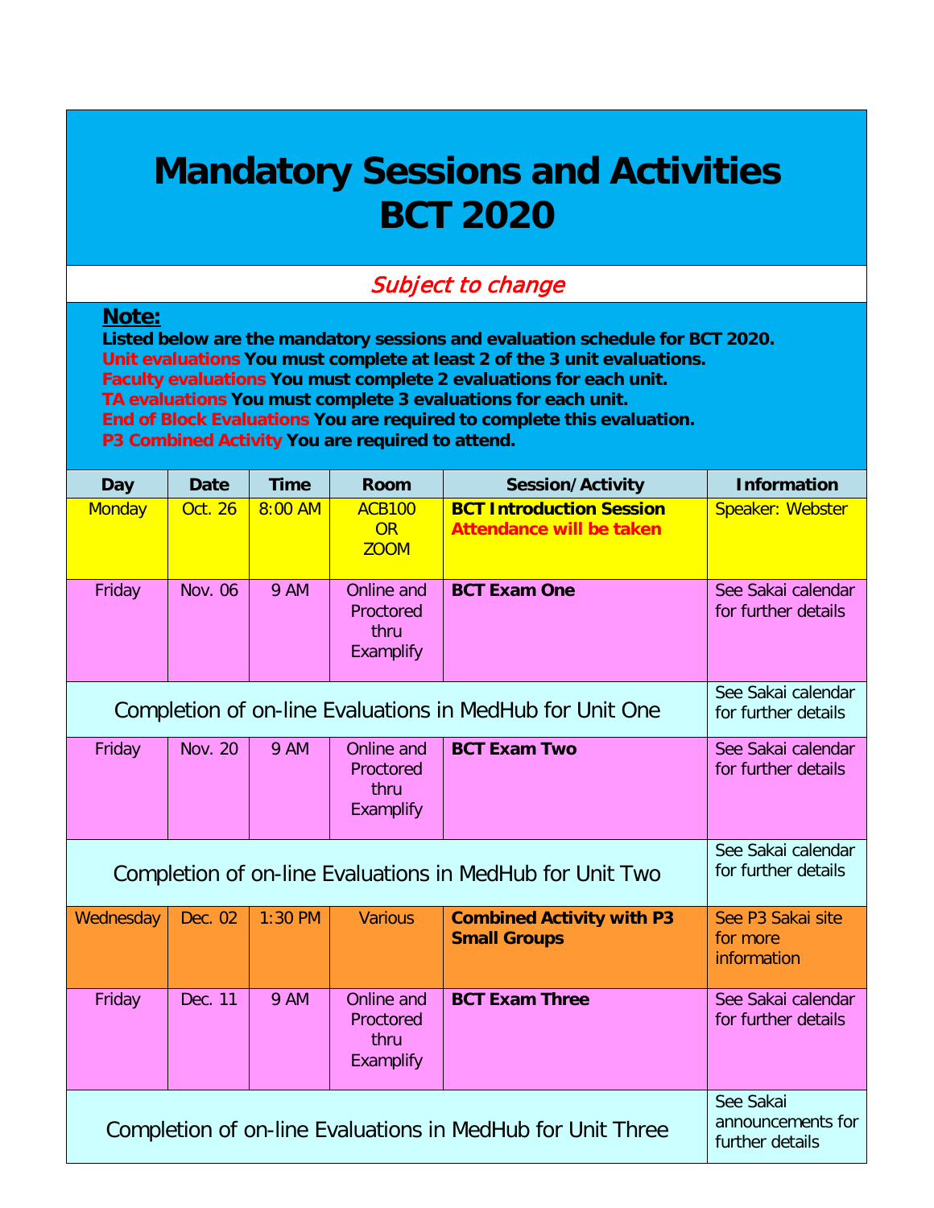# Mandatory Sessions and Activities BCT 2020

*Subject to change*

**Note:**

**Listed below are the mandatory sessions and evaluation schedule for BCT 2020.**
**Unit evaluations You must complete at least 2 of the 3 unit evaluations.**
**Faculty evaluations You must complete 2 evaluations for each unit.**
**TA evaluations You must complete 3 evaluations for each unit.**
**End of Block Evaluations You are required to complete this evaluation.**
**P3 Combined Activity You are required to attend.**

| Day | Date | Time | Room | Session/Activity | Information |
|---|---|---|---|---|---|
| Monday | Oct. 26 | 8:00 AM | ACB100 OR ZOOM | **BCT Introduction Session** **Attendance will be taken** | Speaker: Webster |
| Friday | Nov. 06 | 9 AM | Online and Proctored thru Examplify | **BCT Exam One** | See Sakai calendar for further details |
| Completion of on-line Evaluations in MedHub for Unit One | | | | | See Sakai calendar for further details |
| Friday | Nov. 20 | 9 AM | Online and Proctored thru Examplify | **BCT Exam Two** | See Sakai calendar for further details |
| Completion of on-line Evaluations in MedHub for Unit Two | | | | | See Sakai calendar for further details |
| Wednesday | Dec. 02 | 1:30 PM | Various | **Combined Activity with P3 Small Groups** | See P3 Sakai site for more information |
| Friday | Dec. 11 | 9 AM | Online and Proctored thru Examplify | **BCT Exam Three** | See Sakai calendar for further details |
| Completion of on-line Evaluations in MedHub for Unit Three | | | | | See Sakai announcements for further details |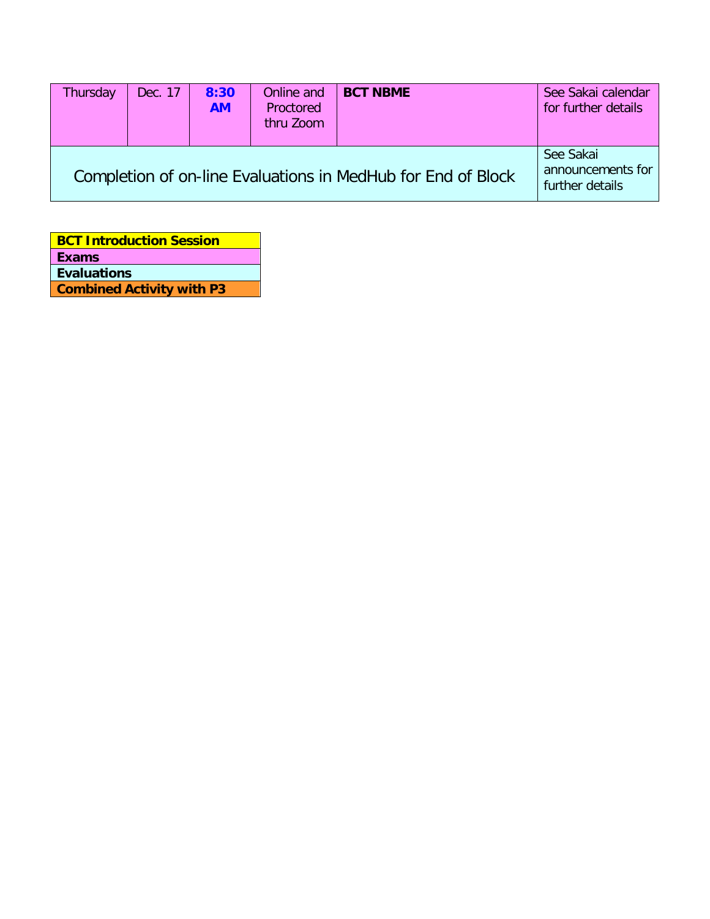| | | | | | |
|---|---|---|---|---|---|
| Thursday | Dec. 17 | **8:30 AM** | Online and Proctored thru Zoom | **BCT NBME** | See Sakai calendar for further details |
| Completion of on-line Evaluations in MedHub for End of Block | | | | | See Sakai announcements for further details |

| |
|---|
| **BCT Introduction Session** |
| **Exams** |
| **Evaluations** |
| **Combined Activity with P3** |